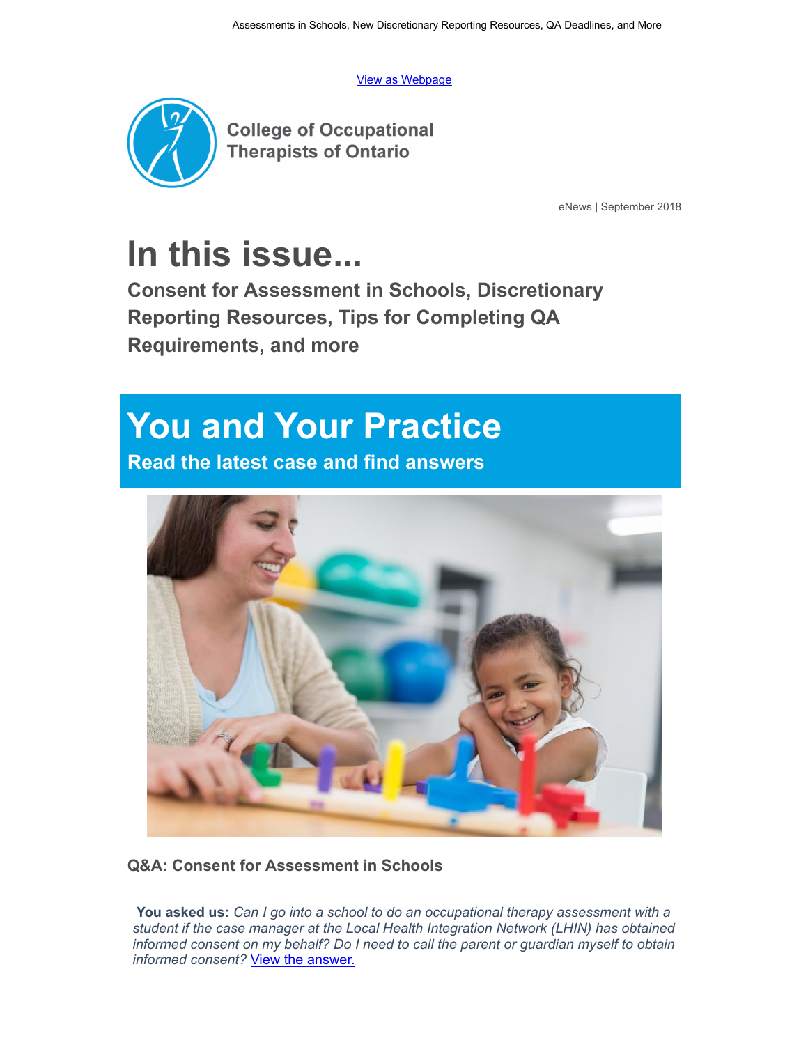[View as Webpage]

College of Occupational Therapists of Ontario

eNews | September 2018

# In this issue...

## Consent for Assessment in Schools, Discretionary Reporting Resources, Tips for Completing QA Requirements, and more

# You and Your Practice

## Read the latest case and find answers

### Q&A: Consent for Assessment in Schools

**You asked us:** *Can I go into a school to do an occupational therapy assessment with a student if the case manager at the Local Health Integration Network (LHIN) has obtained informed consent on my behalf? Do I need to call the parent or guardian myself to obtain informed consent?* [View the answer.]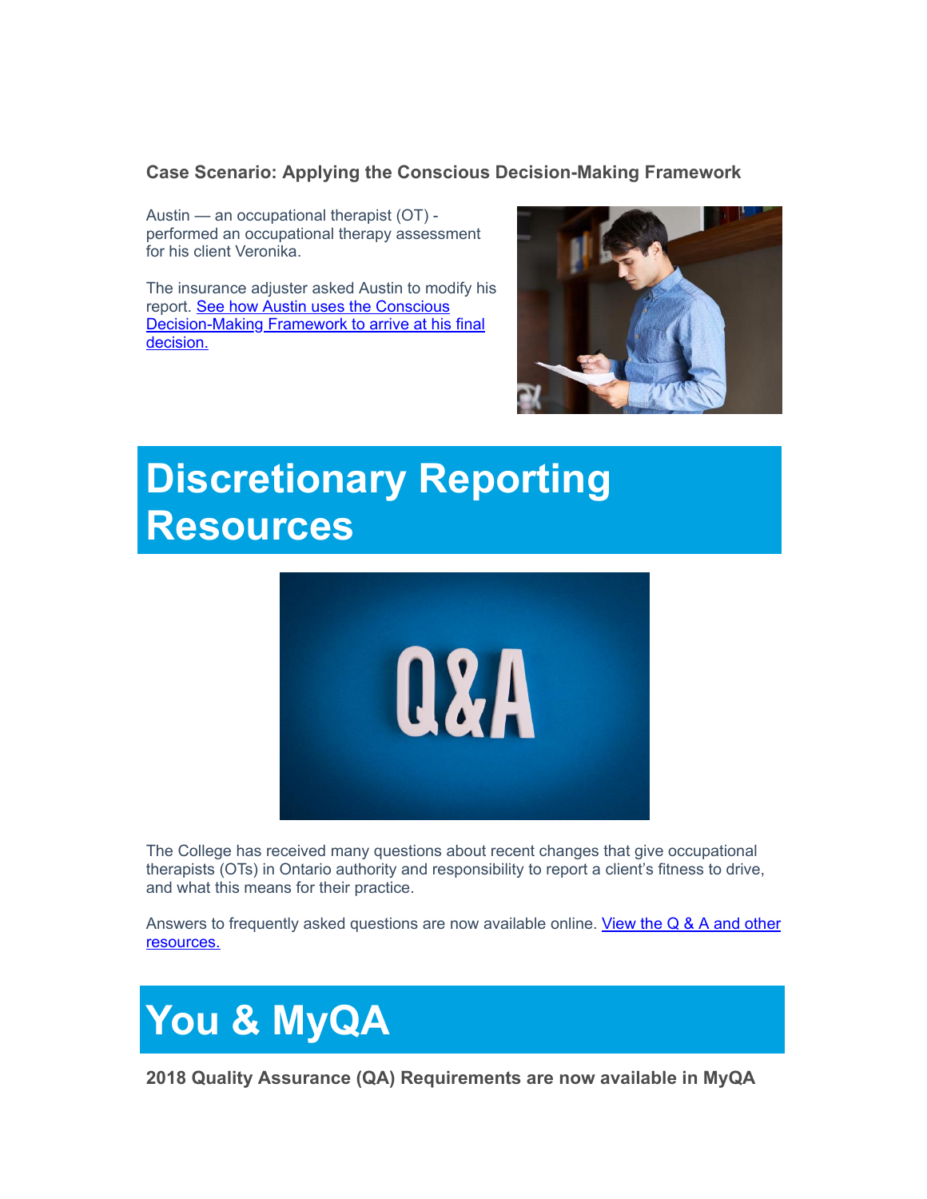### Case Scenario: Applying the Conscious Decision-Making Framework

Austin — an occupational therapist (OT) - performed an occupational therapy assessment for his client Veronika.

The insurance adjuster asked Austin to modify his report. See how Austin uses the Conscious Decision-Making Framework to arrive at his final decision.

# Discretionary Reporting Resources

The College has received many questions about recent changes that give occupational therapists (OTs) in Ontario authority and responsibility to report a client's fitness to drive, and what this means for their practice.

Answers to frequently asked questions are now available online. View the Q & A and other resources.

# You & MyQA

### 2018 Quality Assurance (QA) Requirements are now available in MyQA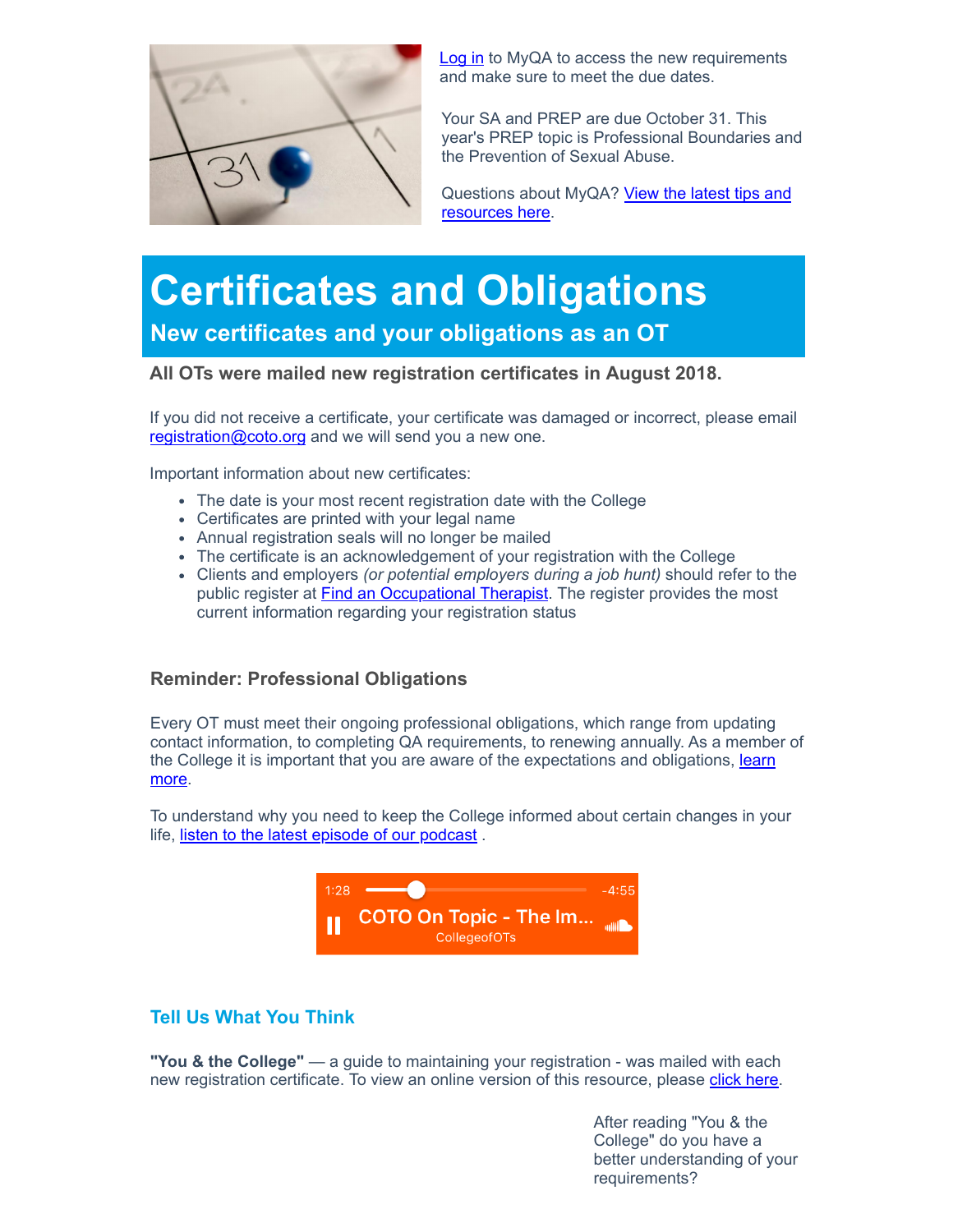Log in to MyQA to access the new requirements and make sure to meet the due dates.

Your SA and PREP are due October 31. This year's PREP topic is Professional Boundaries and the Prevention of Sexual Abuse.

Questions about MyQA? View the latest tips and resources here.

# Certificates and Obligations

## New certificates and your obligations as an OT

**All OTs were mailed new registration certificates in August 2018.**

If you did not receive a certificate, your certificate was damaged or incorrect, please email registration@coto.org and we will send you a new one.

Important information about new certificates:

- The date is your most recent registration date with the College
- Certificates are printed with your legal name
- Annual registration seals will no longer be mailed
- The certificate is an acknowledgement of your registration with the College
- Clients and employers *(or potential employers during a job hunt)* should refer to the public register at Find an Occupational Therapist. The register provides the most current information regarding your registration status

### Reminder: Professional Obligations

Every OT must meet their ongoing professional obligations, which range from updating contact information, to completing QA requirements, to renewing annually. As a member of the College it is important that you are aware of the expectations and obligations, learn more.

To understand why you need to keep the College informed about certain changes in your life, listen to the latest episode of our podcast .

1:28 -4:55
COTO On Topic - The Im...
CollegeofOTs

### Tell Us What You Think

**"You & the College"** — a guide to maintaining your registration - was mailed with each new registration certificate. To view an online version of this resource, please click here.

After reading "You & the College" do you have a better understanding of your requirements?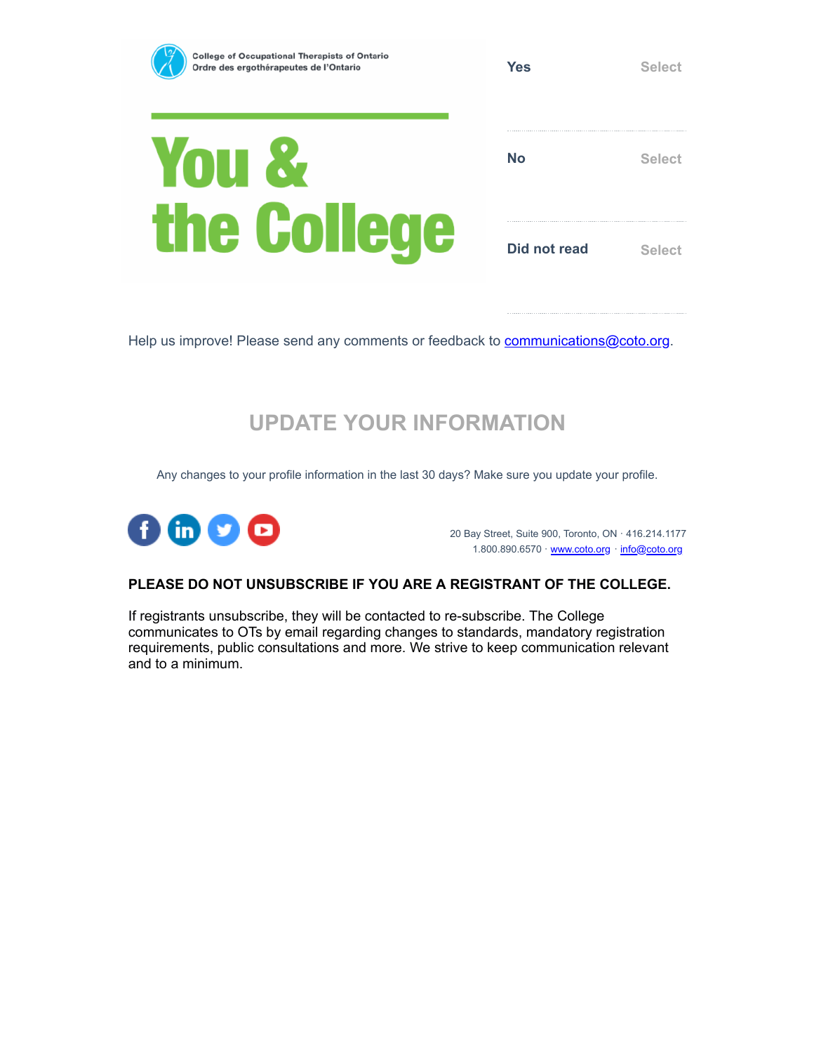College of Occupational Therapists of Ontario
Ordre des ergothérapeutes de l'Ontario

# You & the College

| | |
|---|---|
| **Yes** | Select |
| **No** | Select |
| **Did not read** | Select |

Help us improve! Please send any comments or feedback to communications@coto.org.

## UPDATE YOUR INFORMATION

Any changes to your profile information in the last 30 days? Make sure you update your profile.

20 Bay Street, Suite 900, Toronto, ON · 416.214.1177
1.800.890.6570 · www.coto.org · info@coto.org

**PLEASE DO NOT UNSUBSCRIBE IF YOU ARE A REGISTRANT OF THE COLLEGE.**

If registrants unsubscribe, they will be contacted to re-subscribe. The College communicates to OTs by email regarding changes to standards, mandatory registration requirements, public consultations and more. We strive to keep communication relevant and to a minimum.